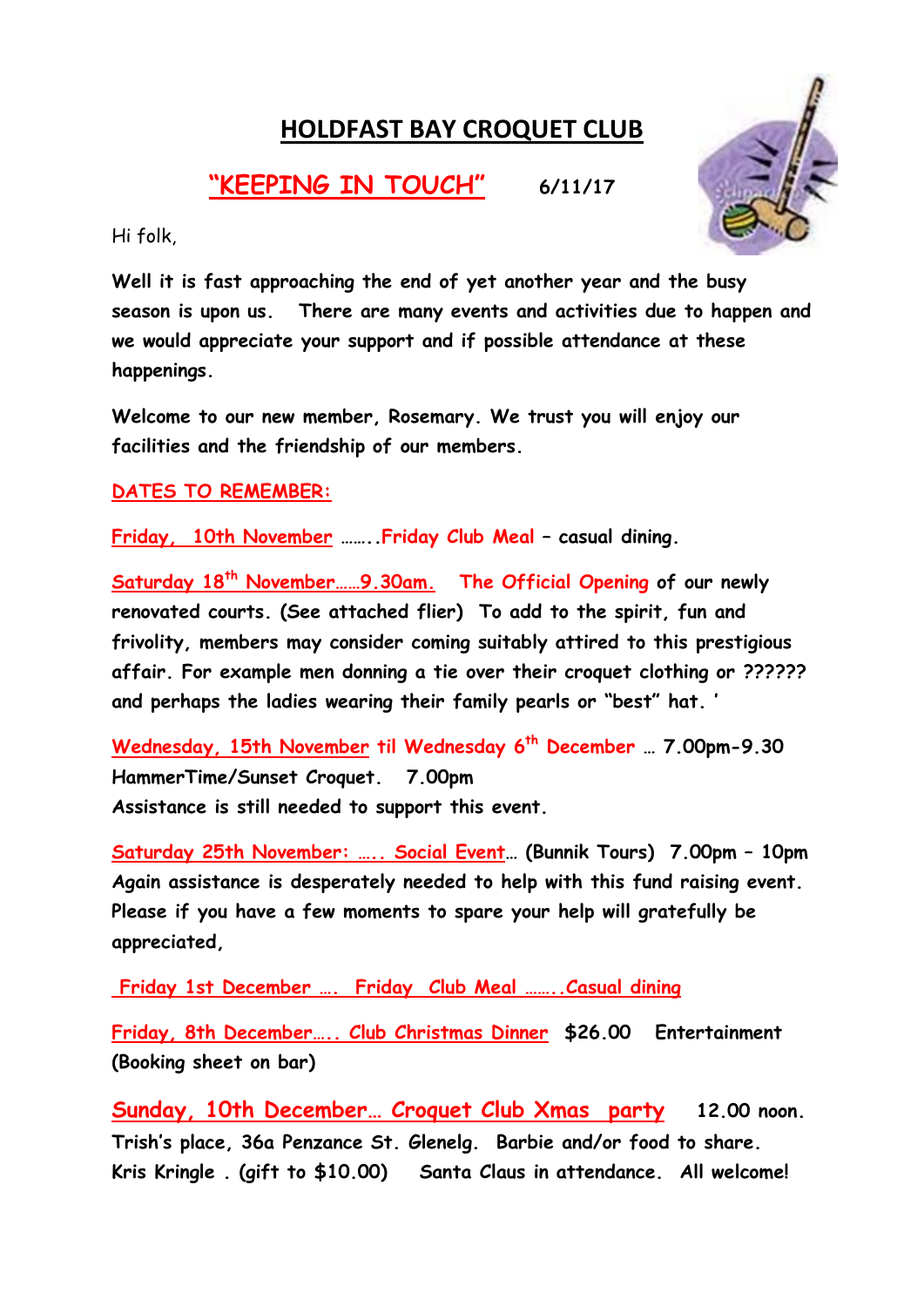# HOLDFAST BAY CROQUET CLUB

## "KEEPING IN TOUCH" 6/11/17

Hi folk,

**Well it is fast approaching the end of yet another year and the busy season is upon us. There are many events and activities due to happen and we would appreciate your support and if possible attendance at these happenings.**

**Welcome to our new member, Rosemary. We trust you will enjoy our facilities and the friendship of our members.**

**DATES TO REMEMBER:**

**Friday, 10th November ……..Friday Club Meal – casual dining.**

**Saturday 18th November……9.30am. The Official Opening of our newly renovated courts. (See attached flier) To add to the spirit, fun and frivolity, members may consider coming suitably attired to this prestigious affair. For example men donning a tie over their croquet clothing or ?????? and perhaps the ladies wearing their family pearls or "best" hat. '**

**Wednesday, 15th November til Wednesday 6th December … 7.00pm-9.30 HammerTime/Sunset Croquet. 7.00pm**
**Assistance is still needed to support this event.**

**Saturday 25th November: ….. Social Event… (Bunnik Tours) 7.00pm – 10pm Again assistance is desperately needed to help with this fund raising event. Please if you have a few moments to spare your help will gratefully be appreciated,**

**Friday 1st December …. Friday Club Meal ……..Casual dining**

**Friday, 8th December….. Club Christmas Dinner $26.00 Entertainment (Booking sheet on bar)**

**Sunday, 10th December… Croquet Club Xmas party 12.00 noon. Trish's place, 36a Penzance St. Glenelg. Barbie and/or food to share. Kris Kringle . (gift to $10.00) Santa Claus in attendance. All welcome!**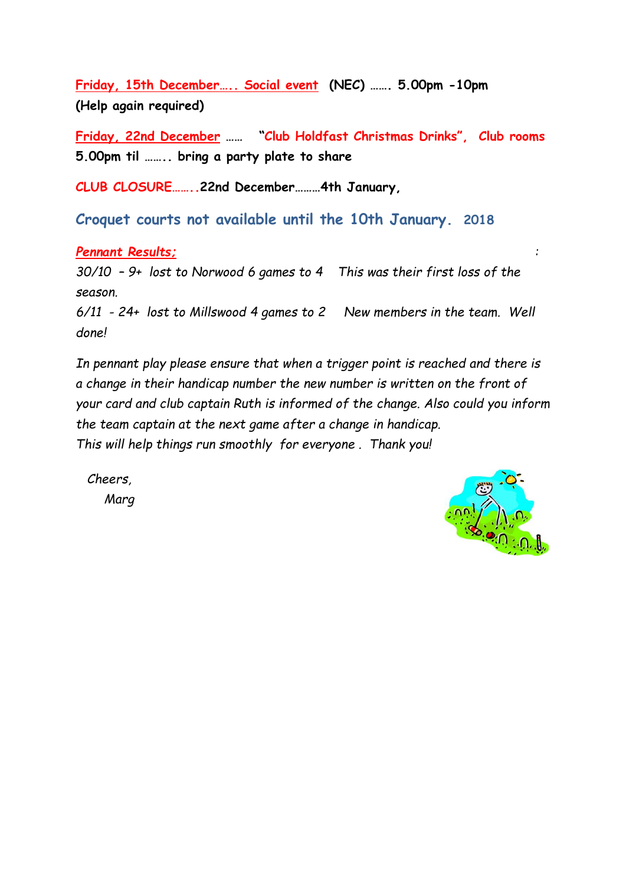**Friday, 15th December….. Social event (NEC) ……. 5.00pm -10pm**
**(Help again required)**

**Friday, 22nd December …… "Club Holdfast Christmas Drinks", Club rooms**
**5.00pm til …….. bring a party plate to share**

**CLUB CLOSURE……..22nd December………4th January,**

**Croquet courts not available until the 10th January. 2018**

***Pennant Results;***

*30/10 – 9+ lost to Norwood 6 games to 4 This was their first loss of the season.*
*6/11 - 24+ lost to Millswood 4 games to 2 New members in the team. Well done!*

*In pennant play please ensure that when a trigger point is reached and there is a change in their handicap number the new number is written on the front of your card and club captain Ruth is informed of the change. Also could you inform the team captain at the next game after a change in handicap.*
*This will help things run smoothly for everyone . Thank you!*

*Cheers,*
*Marg*